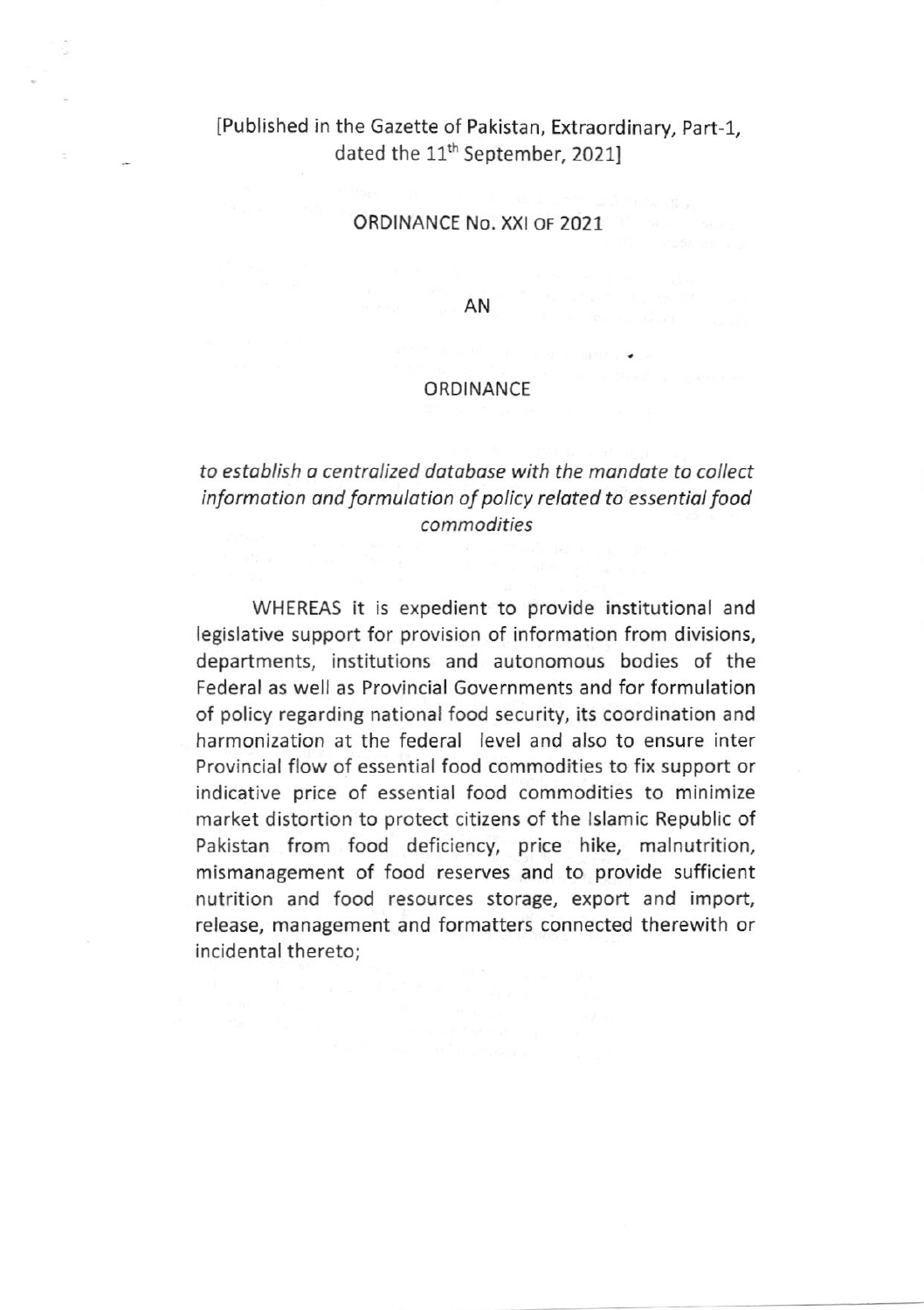[Published in the Gazette of Pakistan, Extraordinary, Part-1, dated the 11th September, 2021]

ORDINANCE No. XXI OF 2021

AN

ORDINANCE

*to establish a centralized database with the mandate to collect information and formulation of policy related to essential food commodities*

WHEREAS it is expedient to provide institutional and legislative support for provision of information from divisions, departments, institutions and autonomous bodies of the Federal as well as Provincial Governments and for formulation of policy regarding national food security, its coordination and harmonization at the federal level and also to ensure inter Provincial flow of essential food commodities to fix support or indicative price of essential food commodities to minimize market distortion to protect citizens of the Islamic Republic of Pakistan from food deficiency, price hike, malnutrition, mismanagement of food reserves and to provide sufficient nutrition and food resources storage, export and import, release, management and formatters connected therewith or incidental thereto;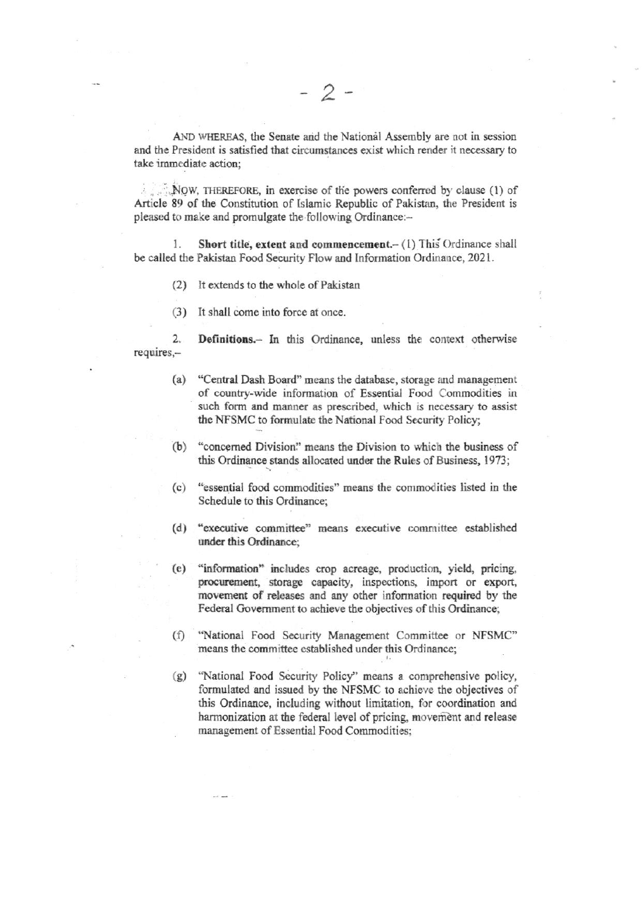AND WHEREAS, the Senate and the National Assembly are not in session and the President is satisfied that circumstances exist which render it necessary to take immediate action;

NOW, THEREFORE, in exercise of the powers conferred by clause (1) of Article 89 of the Constitution of Islamic Republic of Pakistan, the President is pleased to make and promulgate the following Ordinance:–

1. **Short title, extent and commencement.**– (1) This Ordinance shall be called the Pakistan Food Security Flow and Information Ordinance, 2021.

(2) It extends to the whole of Pakistan

(3) It shall come into force at once.

2. **Definitions.**– In this Ordinance, unless the context otherwise requires,–

(a) "Central Dash Board" means the database, storage and management of country-wide information of Essential Food Commodities in such form and manner as prescribed, which is necessary to assist the NFSMC to formulate the National Food Security Policy;

(b) "concerned Division" means the Division to which the business of this Ordinance stands allocated under the Rules of Business, 1973;

(c) "essential food commodities" means the commodities listed in the Schedule to this Ordinance;

(d) "executive committee" means executive committee established under this Ordinance;

(e) "information" includes crop acreage, production, yield, pricing, procurement, storage capacity, inspections, import or export, movement of releases and any other information required by the Federal Government to achieve the objectives of this Ordinance;

(f) "National Food Security Management Committee or NFSMC" means the committee established under this Ordinance;

(g) "National Food Security Policy" means a comprehensive policy, formulated and issued by the NFSMC to achieve the objectives of this Ordinance, including without limitation, for coordination and harmonization at the federal level of pricing, movement and release management of Essential Food Commodities;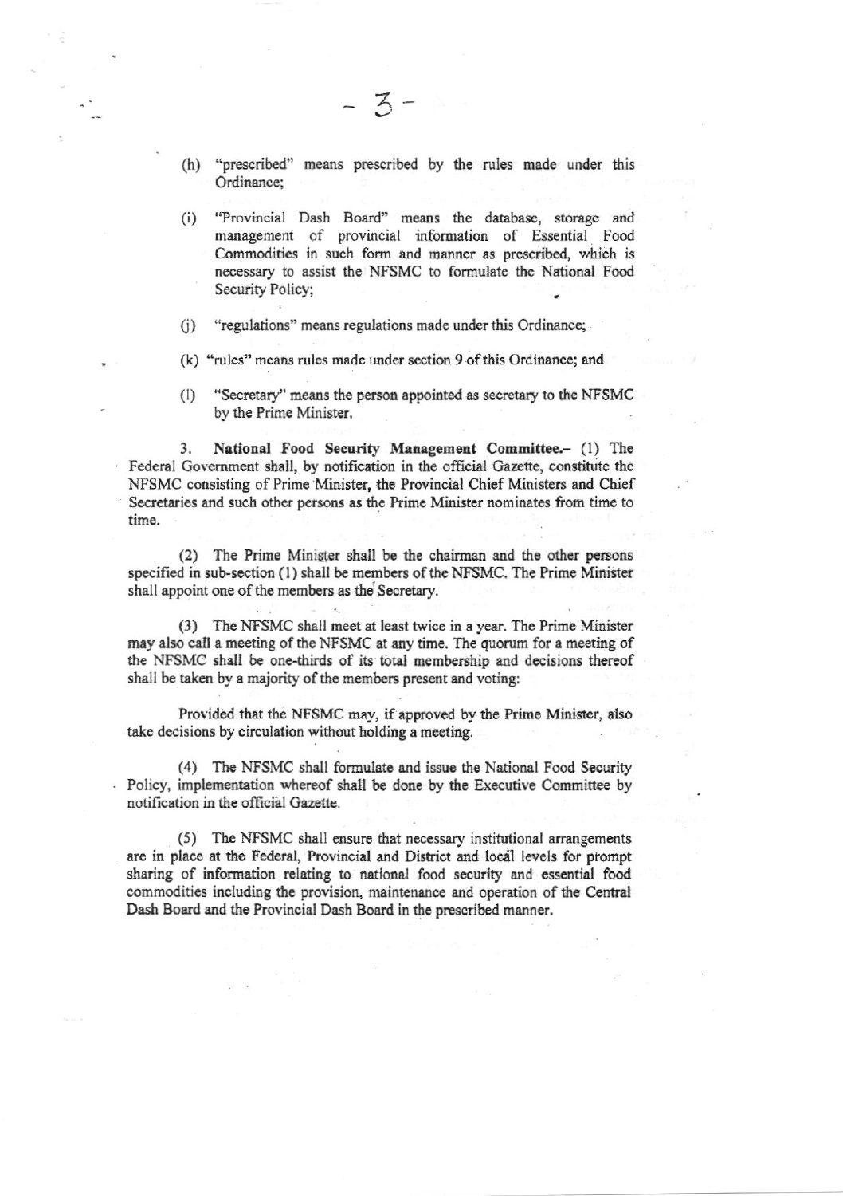(h) "prescribed" means prescribed by the rules made under this Ordinance;

(i) "Provincial Dash Board" means the database, storage and management of provincial information of Essential Food Commodities in such form and manner as prescribed, which is necessary to assist the NFSMC to formulate the National Food Security Policy;

(j) "regulations" means regulations made under this Ordinance;

(k) "rules" means rules made under section 9 of this Ordinance; and

(l) "Secretary" means the person appointed as secretary to the NFSMC by the Prime Minister.

3. **National Food Security Management Committee.–** (1) The Federal Government shall, by notification in the official Gazette, constitute the NFSMC consisting of Prime Minister, the Provincial Chief Ministers and Chief Secretaries and such other persons as the Prime Minister nominates from time to time.

(2) The Prime Minister shall be the chairman and the other persons specified in sub-section (1) shall be members of the NFSMC. The Prime Minister shall appoint one of the members as the Secretary.

(3) The NFSMC shall meet at least twice in a year. The Prime Minister may also call a meeting of the NFSMC at any time. The quorum for a meeting of the NFSMC shall be one-thirds of its total membership and decisions thereof shall be taken by a majority of the members present and voting:

Provided that the NFSMC may, if approved by the Prime Minister, also take decisions by circulation without holding a meeting.

(4) The NFSMC shall formulate and issue the National Food Security Policy, implementation whereof shall be done by the Executive Committee by notification in the official Gazette.

(5) The NFSMC shall ensure that necessary institutional arrangements are in place at the Federal, Provincial and District and local levels for prompt sharing of information relating to national food security and essential food commodities including the provision, maintenance and operation of the Central Dash Board and the Provincial Dash Board in the prescribed manner.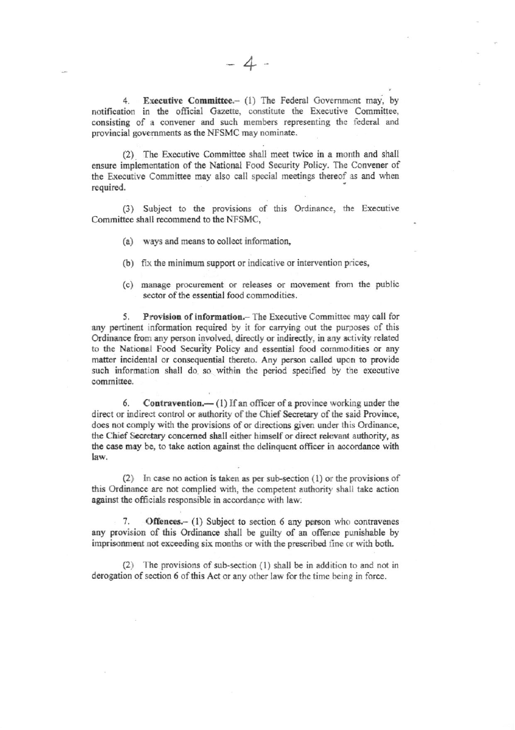4. **Executive Committee.**– (1) The Federal Government may, by notification in the official Gazette, constitute the Executive Committee, consisting of a convener and such members representing the federal and provincial governments as the NFSMC may nominate.

(2) The Executive Committee shall meet twice in a month and shall ensure implementation of the National Food Security Policy. The Convener of the Executive Committee may also call special meetings thereof as and when required.

(3) Subject to the provisions of this Ordinance, the Executive Committee shall recommend to the NFSMC,

(a) ways and means to collect information,

(b) fix the minimum support or indicative or intervention prices,

(c) manage procurement or releases or movement from the public sector of the essential food commodities.

5. **Provision of information.**– The Executive Committee may call for any pertinent information required by it for carrying out the purposes of this Ordinance from any person involved, directly or indirectly, in any activity related to the National Food Security Policy and essential food commodities or any matter incidental or consequential thereto. Any person called upon to provide such information shall do so within the period specified by the executive committee.

6. **Contravention.**— (1) If an officer of a province working under the direct or indirect control or authority of the Chief Secretary of the said Province, does not comply with the provisions of or directions given under this Ordinance, the Chief Secretary concerned shall either himself or direct relevant authority, as the case may be, to take action against the delinquent officer in accordance with law.

(2) In case no action is taken as per sub-section (1) or the provisions of this Ordinance are not complied with, the competent authority shall take action against the officials responsible in accordance with law.

7. **Offences.**– (1) Subject to section 6 any person who contravenes any provision of this Ordinance shall be guilty of an offence punishable by imprisonment not exceeding six months or with the prescribed fine or with both.

(2) The provisions of sub-section (1) shall be in addition to and not in derogation of section 6 of this Act or any other law for the time being in force.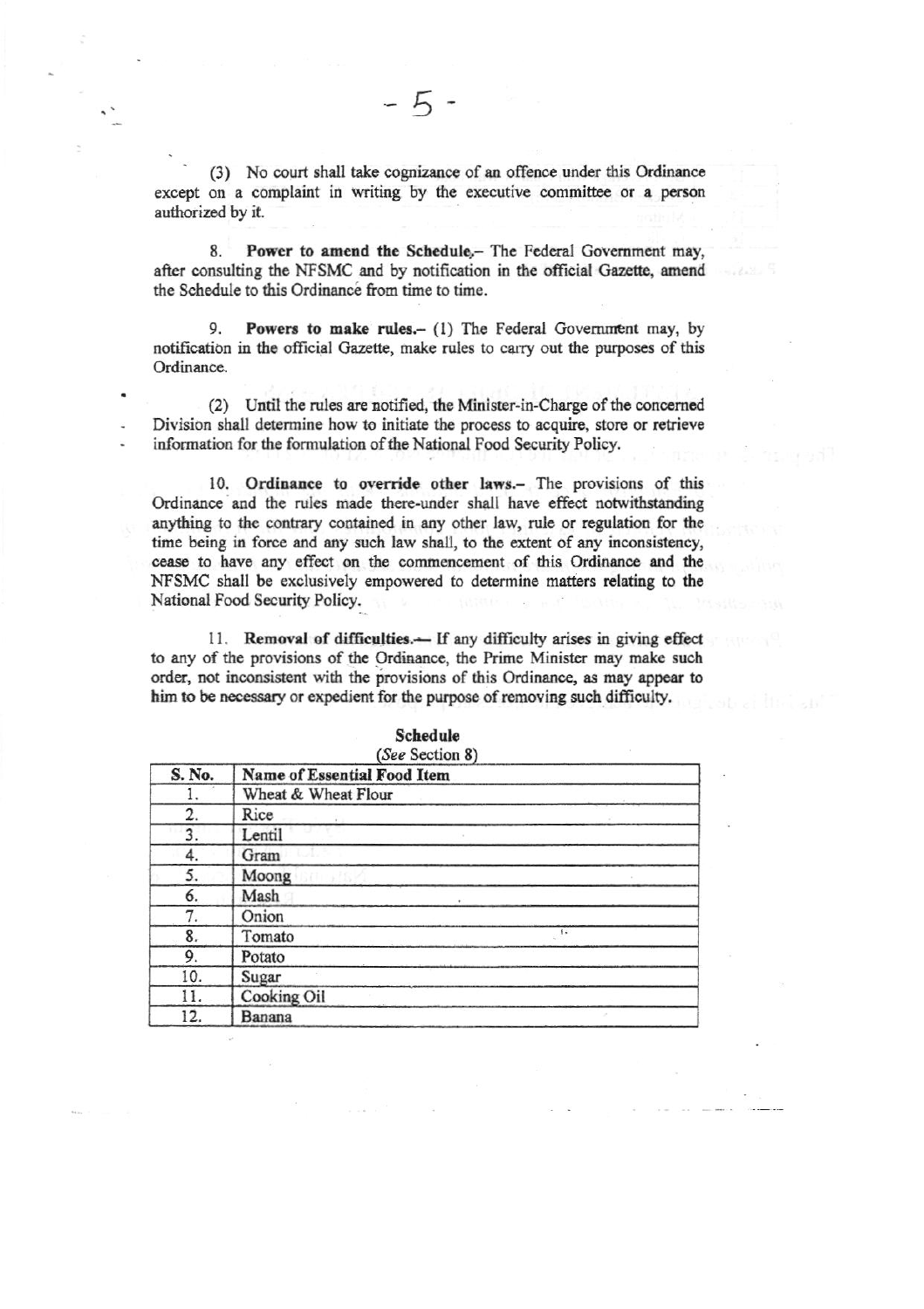(3) No court shall take cognizance of an offence under this Ordinance except on a complaint in writing by the executive committee or a person authorized by it.

8. **Power to amend the Schedule.**– The Federal Government may, after consulting the NFSMC and by notification in the official Gazette, amend the Schedule to this Ordinance from time to time.

9. **Powers to make rules.**– (1) The Federal Government may, by notification in the official Gazette, make rules to carry out the purposes of this Ordinance.

(2) Until the rules are notified, the Minister-in-Charge of the concerned Division shall determine how to initiate the process to acquire, store or retrieve information for the formulation of the National Food Security Policy.

10. **Ordinance to override other laws.**– The provisions of this Ordinance and the rules made there-under shall have effect notwithstanding anything to the contrary contained in any other law, rule or regulation for the time being in force and any such law shall, to the extent of any inconsistency, cease to have any effect on the commencement of this Ordinance and the NFSMC shall be exclusively empowered to determine matters relating to the National Food Security Policy.

11. **Removal of difficulties.**— If any difficulty arises in giving effect to any of the provisions of the Ordinance, the Prime Minister may make such order, not inconsistent with the provisions of this Ordinance, as may appear to him to be necessary or expedient for the purpose of removing such difficulty.

**Schedule**

(*See* Section 8)

| S. No. | Name of Essential Food Item |
|---|---|
| 1. | Wheat & Wheat Flour |
| 2. | Rice |
| 3. | Lentil |
| 4. | Gram |
| 5. | Moong |
| 6. | Mash |
| 7. | Onion |
| 8. | Tomato |
| 9. | Potato |
| 10. | Sugar |
| 11. | Cooking Oil |
| 12. | Banana |